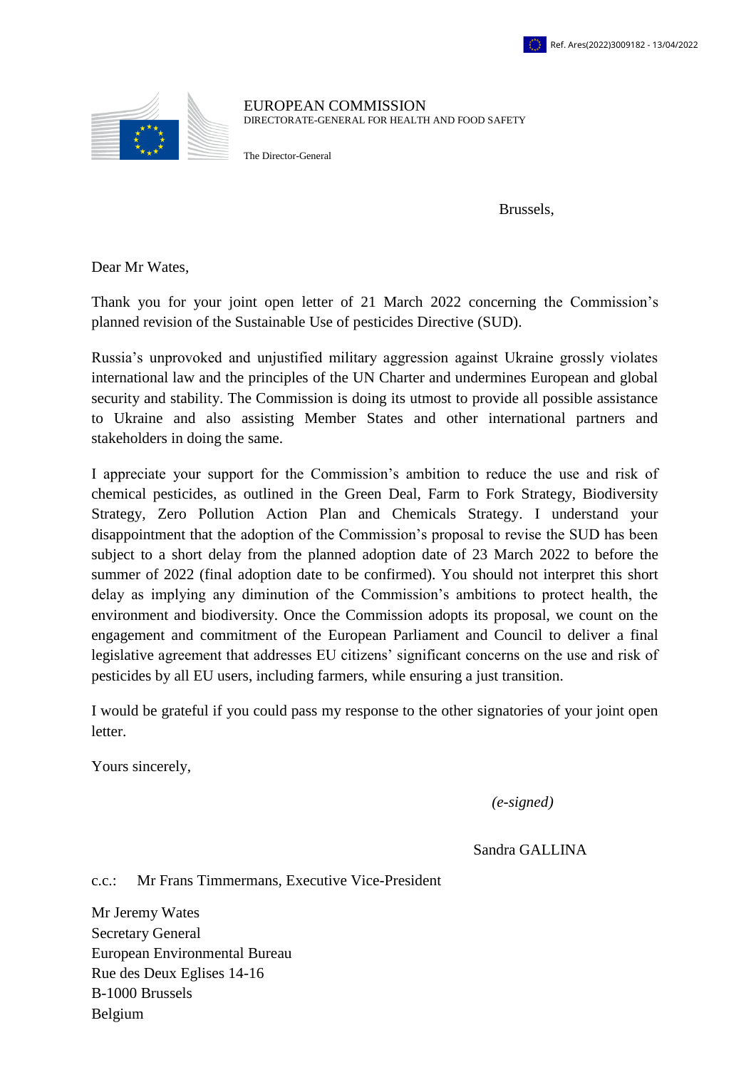Ref. Ares(2022)3009182 - 13/04/2022

EUROPEAN COMMISSION
DIRECTORATE-GENERAL FOR HEALTH AND FOOD SAFETY

The Director-General

Brussels,

Dear Mr Wates,

Thank you for your joint open letter of 21 March 2022 concerning the Commission's planned revision of the Sustainable Use of pesticides Directive (SUD).

Russia's unprovoked and unjustified military aggression against Ukraine grossly violates international law and the principles of the UN Charter and undermines European and global security and stability. The Commission is doing its utmost to provide all possible assistance to Ukraine and also assisting Member States and other international partners and stakeholders in doing the same.

I appreciate your support for the Commission's ambition to reduce the use and risk of chemical pesticides, as outlined in the Green Deal, Farm to Fork Strategy, Biodiversity Strategy, Zero Pollution Action Plan and Chemicals Strategy. I understand your disappointment that the adoption of the Commission's proposal to revise the SUD has been subject to a short delay from the planned adoption date of 23 March 2022 to before the summer of 2022 (final adoption date to be confirmed). You should not interpret this short delay as implying any diminution of the Commission's ambitions to protect health, the environment and biodiversity. Once the Commission adopts its proposal, we count on the engagement and commitment of the European Parliament and Council to deliver a final legislative agreement that addresses EU citizens' significant concerns on the use and risk of pesticides by all EU users, including farmers, while ensuring a just transition.

I would be grateful if you could pass my response to the other signatories of your joint open letter.

Yours sincerely,

*(e-signed)*

Sandra GALLINA

c.c.: Mr Frans Timmermans, Executive Vice-President

Mr Jeremy Wates
Secretary General
European Environmental Bureau
Rue des Deux Eglises 14-16
B-1000 Brussels
Belgium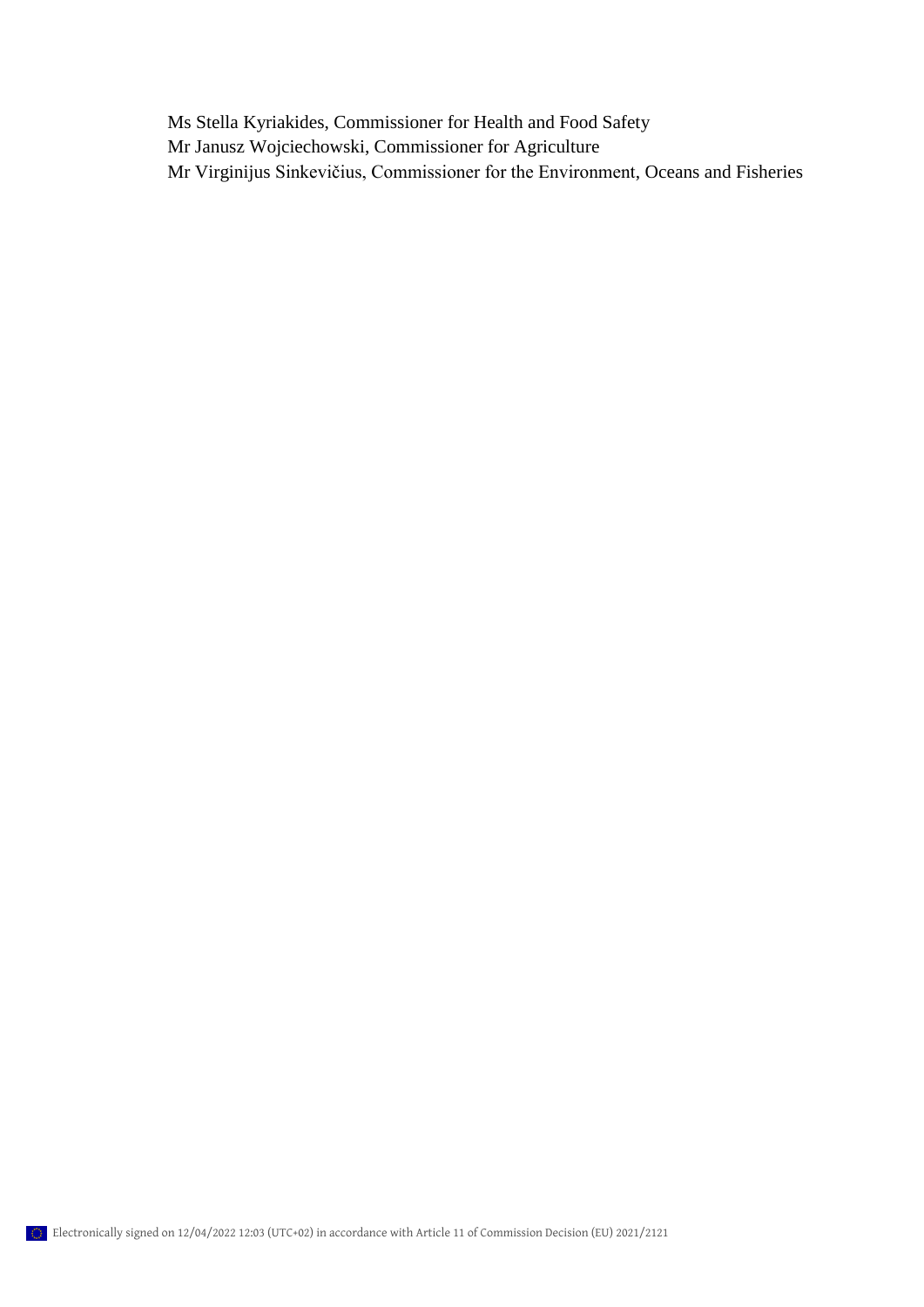Ms Stella Kyriakides, Commissioner for Health and Food Safety
Mr Janusz Wojciechowski, Commissioner for Agriculture
Mr Virginijus Sinkevičius, Commissioner for the Environment, Oceans and Fisheries

Electronically signed on 12/04/2022 12:03 (UTC+02) in accordance with Article 11 of Commission Decision (EU) 2021/2121